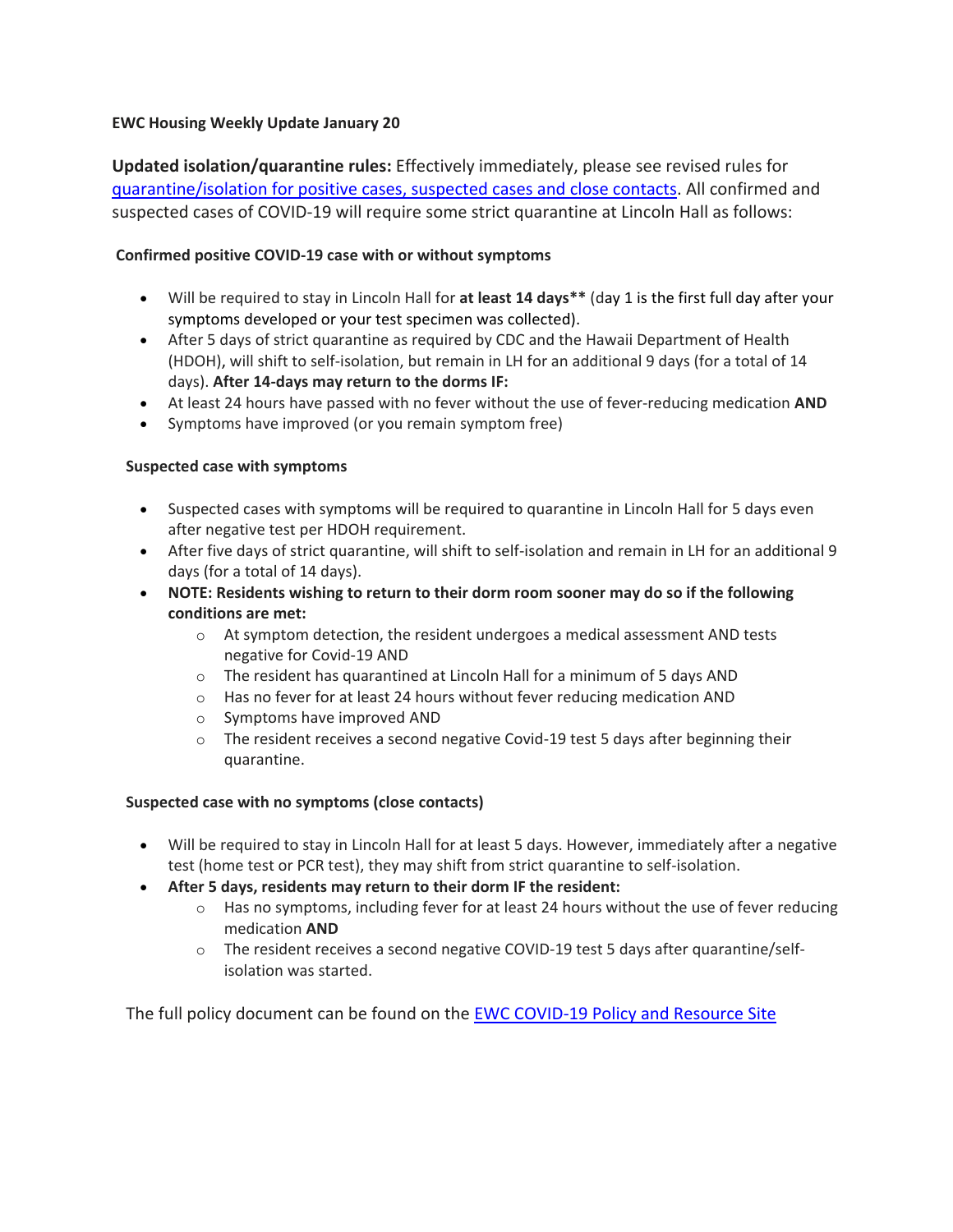**EWC Housing Weekly Update January 20**

**Updated isolation/quarantine rules:** Effectively immediately, please see revised rules for [quarantine/isolation for positive cases, suspected cases and close contacts](). All confirmed and suspected cases of COVID-19 will require some strict quarantine at Lincoln Hall as follows:

**Confirmed positive COVID-19 case with or without symptoms**

- Will be required to stay in Lincoln Hall for **at least 14 days**** (day 1 is the first full day after your symptoms developed or your test specimen was collected).
- After 5 days of strict quarantine as required by CDC and the Hawaii Department of Health (HDOH), will shift to self-isolation, but remain in LH for an additional 9 days (for a total of 14 days). **After 14-days may return to the dorms IF:**
- At least 24 hours have passed with no fever without the use of fever-reducing medication **AND**
- Symptoms have improved (or you remain symptom free)

**Suspected case with symptoms**

- Suspected cases with symptoms will be required to quarantine in Lincoln Hall for 5 days even after negative test per HDOH requirement.
- After five days of strict quarantine, will shift to self-isolation and remain in LH for an additional 9 days (for a total of 14 days).
- **NOTE: Residents wishing to return to their dorm room sooner may do so if the following conditions are met:**
  - At symptom detection, the resident undergoes a medical assessment AND tests negative for Covid-19 AND
  - The resident has quarantined at Lincoln Hall for a minimum of 5 days AND
  - Has no fever for at least 24 hours without fever reducing medication AND
  - Symptoms have improved AND
  - The resident receives a second negative Covid-19 test 5 days after beginning their quarantine.

**Suspected case with no symptoms (close contacts)**

- Will be required to stay in Lincoln Hall for at least 5 days. However, immediately after a negative test (home test or PCR test), they may shift from strict quarantine to self-isolation.
- **After 5 days, residents may return to their dorm IF the resident:**
  - Has no symptoms, including fever for at least 24 hours without the use of fever reducing medication **AND**
  - The resident receives a second negative COVID-19 test 5 days after quarantine/self-isolation was started.

The full policy document can be found on the [EWC COVID-19 Policy and Resource Site]()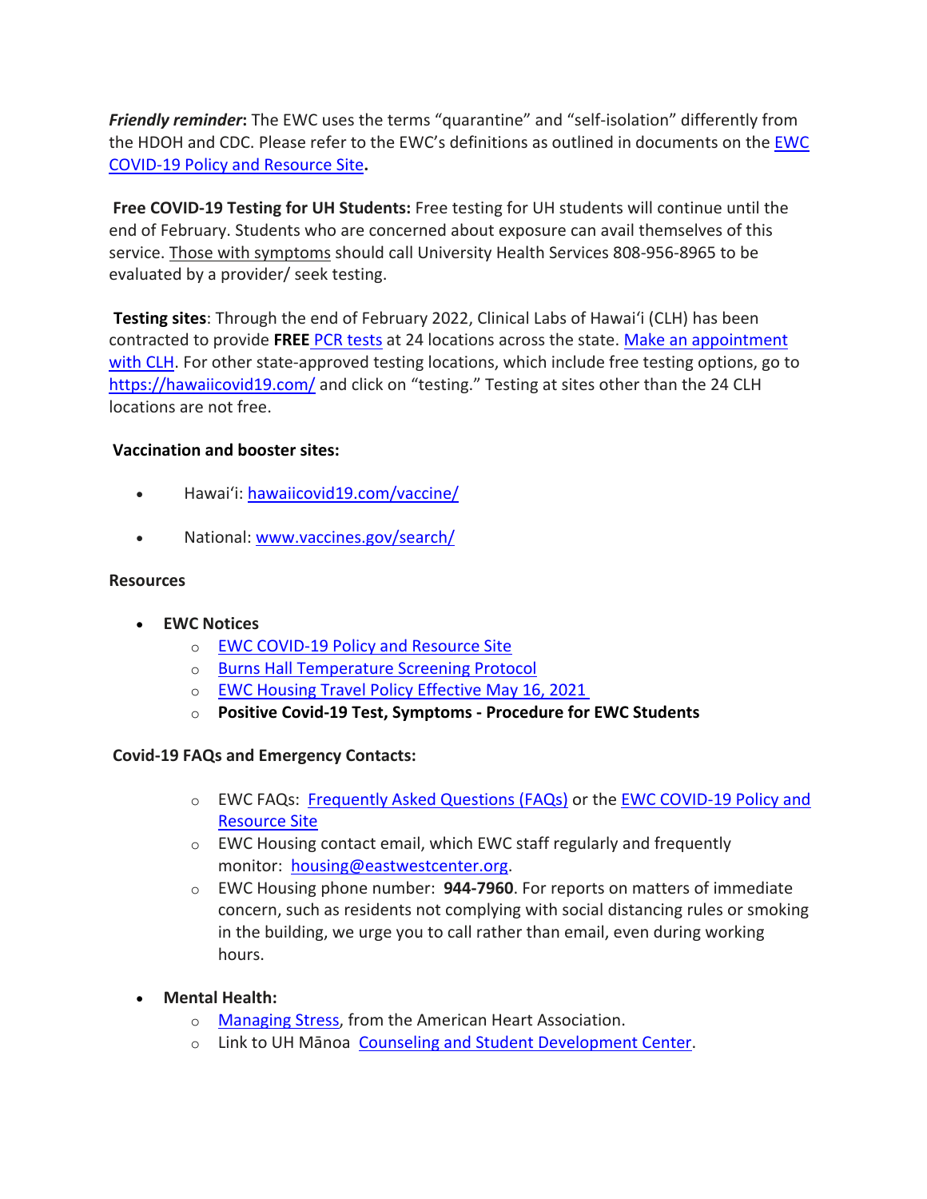***Friendly reminder*:** The EWC uses the terms "quarantine" and "self-isolation" differently from the HDOH and CDC. Please refer to the EWC's definitions as outlined in documents on the EWC COVID-19 Policy and Resource Site**.**

**Free COVID-19 Testing for UH Students:** Free testing for UH students will continue until the end of February. Students who are concerned about exposure can avail themselves of this service. Those with symptoms should call University Health Services 808-956-8965 to be evaluated by a provider/ seek testing.

**Testing sites**: Through the end of February 2022, Clinical Labs of Hawaiʻi (CLH) has been contracted to provide **FREE** PCR tests at 24 locations across the state. Make an appointment with CLH. For other state-approved testing locations, which include free testing options, go to https://hawaiicovid19.com/ and click on "testing." Testing at sites other than the 24 CLH locations are not free.

**Vaccination and booster sites:**

- Hawaiʻi: hawaiicovid19.com/vaccine/
- National: www.vaccines.gov/search/

**Resources**

- **EWC Notices**
  - EWC COVID-19 Policy and Resource Site
  - Burns Hall Temperature Screening Protocol
  - EWC Housing Travel Policy Effective May 16, 2021
  - **Positive Covid-19 Test, Symptoms - Procedure for EWC Students**

**Covid-19 FAQs and Emergency Contacts:**

- EWC FAQs: Frequently Asked Questions (FAQs) or the EWC COVID-19 Policy and Resource Site
- EWC Housing contact email, which EWC staff regularly and frequently monitor: housing@eastwestcenter.org.
- EWC Housing phone number: **944-7960**. For reports on matters of immediate concern, such as residents not complying with social distancing rules or smoking in the building, we urge you to call rather than email, even during working hours.

- **Mental Health:**
  - Managing Stress, from the American Heart Association.
  - Link to UH Mānoa Counseling and Student Development Center.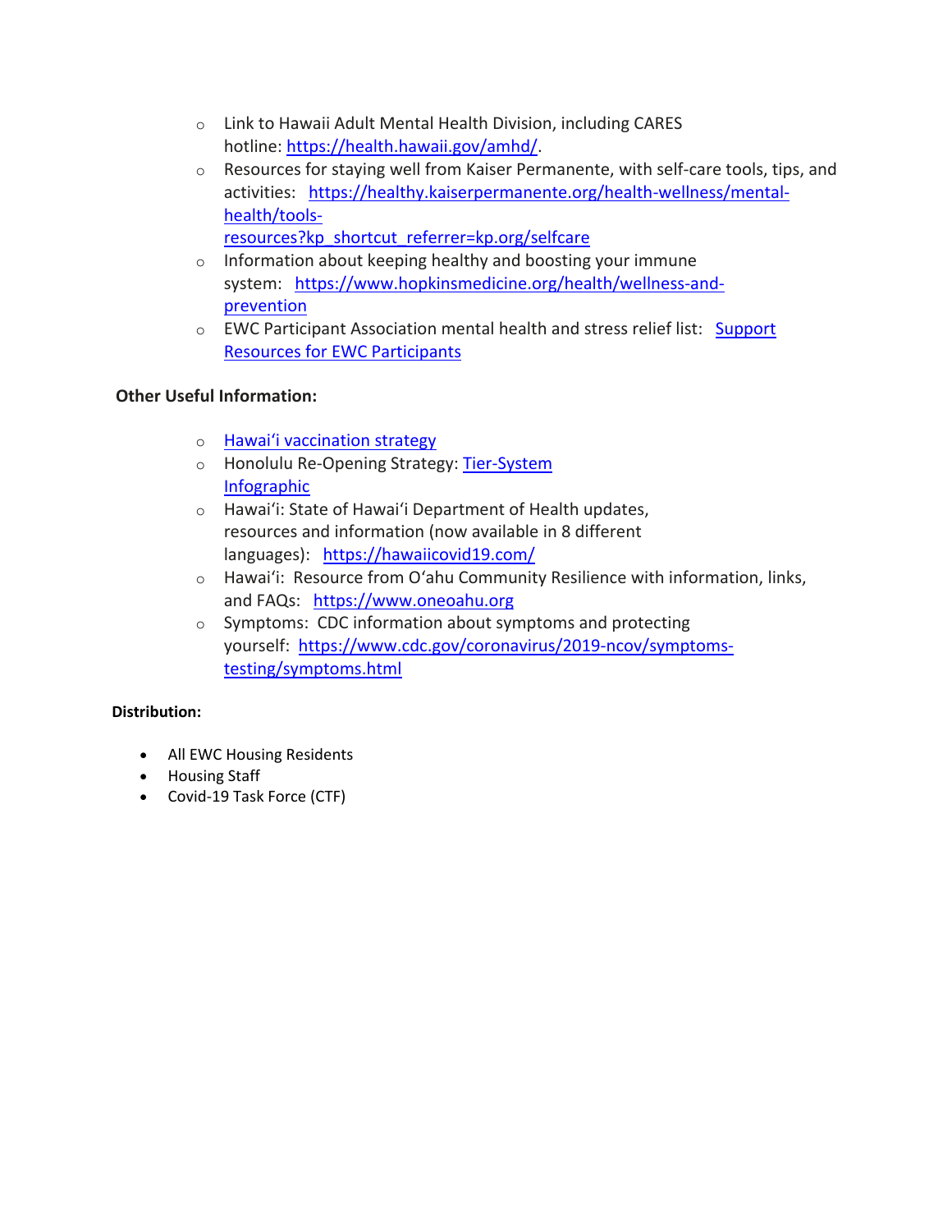- Link to Hawaii Adult Mental Health Division, including CARES hotline: https://health.hawaii.gov/amhd/.
- Resources for staying well from Kaiser Permanente, with self-care tools, tips, and activities: https://healthy.kaiserpermanente.org/health-wellness/mental-health/tools-resources?kp_shortcut_referrer=kp.org/selfcare
- Information about keeping healthy and boosting your immune system: https://www.hopkinsmedicine.org/health/wellness-and-prevention
- EWC Participant Association mental health and stress relief list: Support Resources for EWC Participants

**Other Useful Information:**

- Hawai'i vaccination strategy
- Honolulu Re-Opening Strategy: Tier-System Infographic
- Hawai'i: State of Hawai'i Department of Health updates, resources and information (now available in 8 different languages): https://hawaiicovid19.com/
- Hawai'i: Resource from O'ahu Community Resilience with information, links, and FAQs: https://www.oneoahu.org
- Symptoms: CDC information about symptoms and protecting yourself: https://www.cdc.gov/coronavirus/2019-ncov/symptoms-testing/symptoms.html

**Distribution:**

- All EWC Housing Residents
- Housing Staff
- Covid-19 Task Force (CTF)